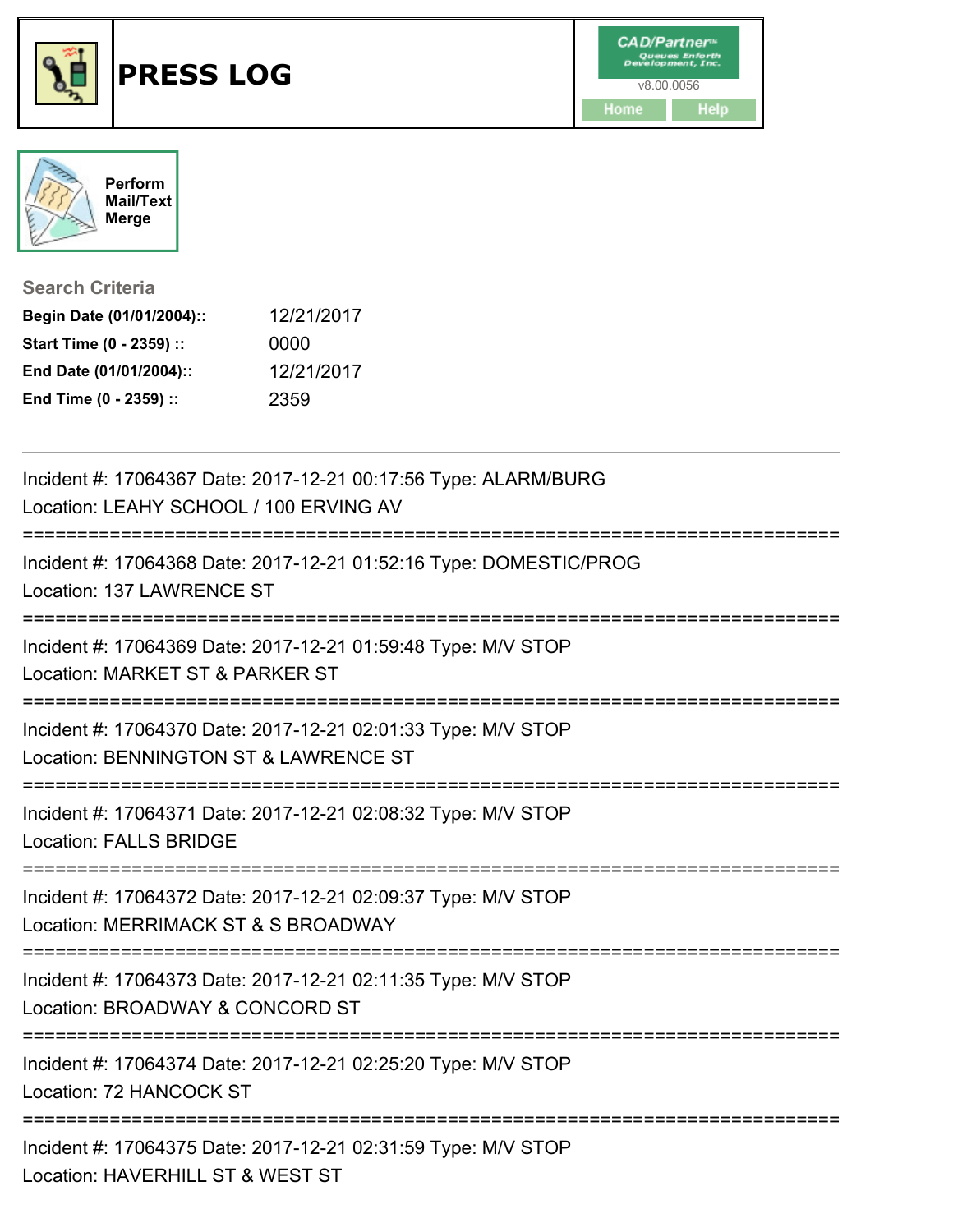# PRESS LOG

CAD/Partner™
Queues Enforth Development, Inc.
v8.00.0056

Home Help

Perform Mail/Text Merge

### Search Criteria

| | |
|---|---|
| **Begin Date (01/01/2004)::** | 12/21/2017 |
| **Start Time (0 - 2359) ::** | 0000 |
| **End Date (01/01/2004)::** | 12/21/2017 |
| **End Time (0 - 2359) ::** | 2359 |

---

Incident #: 17064367 Date: 2017-12-21 00:17:56 Type: ALARM/BURG
Location: LEAHY SCHOOL / 100 ERVING AV

===========================================================================

Incident #: 17064368 Date: 2017-12-21 01:52:16 Type: DOMESTIC/PROG
Location: 137 LAWRENCE ST

===========================================================================

Incident #: 17064369 Date: 2017-12-21 01:59:48 Type: M/V STOP
Location: MARKET ST & PARKER ST

===========================================================================

Incident #: 17064370 Date: 2017-12-21 02:01:33 Type: M/V STOP
Location: BENNINGTON ST & LAWRENCE ST

===========================================================================

Incident #: 17064371 Date: 2017-12-21 02:08:32 Type: M/V STOP
Location: FALLS BRIDGE

===========================================================================

Incident #: 17064372 Date: 2017-12-21 02:09:37 Type: M/V STOP
Location: MERRIMACK ST & S BROADWAY

===========================================================================

Incident #: 17064373 Date: 2017-12-21 02:11:35 Type: M/V STOP
Location: BROADWAY & CONCORD ST

===========================================================================

Incident #: 17064374 Date: 2017-12-21 02:25:20 Type: M/V STOP
Location: 72 HANCOCK ST

===========================================================================

Incident #: 17064375 Date: 2017-12-21 02:31:59 Type: M/V STOP
Location: HAVERHILL ST & WEST ST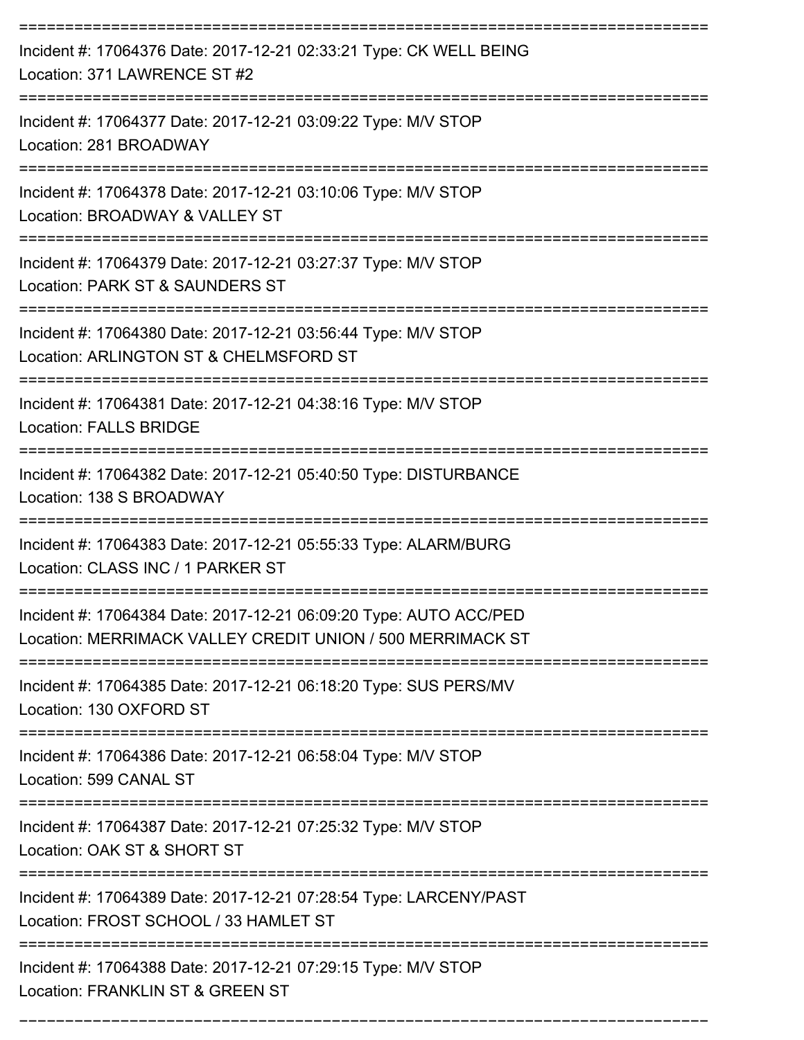===========================================================================

Incident #: 17064376 Date: 2017-12-21 02:33:21 Type: CK WELL BEING
Location: 371 LAWRENCE ST #2

===========================================================================

Incident #: 17064377 Date: 2017-12-21 03:09:22 Type: M/V STOP
Location: 281 BROADWAY

===========================================================================

Incident #: 17064378 Date: 2017-12-21 03:10:06 Type: M/V STOP
Location: BROADWAY & VALLEY ST

===========================================================================

Incident #: 17064379 Date: 2017-12-21 03:27:37 Type: M/V STOP
Location: PARK ST & SAUNDERS ST

===========================================================================

Incident #: 17064380 Date: 2017-12-21 03:56:44 Type: M/V STOP
Location: ARLINGTON ST & CHELMSFORD ST

===========================================================================

Incident #: 17064381 Date: 2017-12-21 04:38:16 Type: M/V STOP
Location: FALLS BRIDGE

===========================================================================

Incident #: 17064382 Date: 2017-12-21 05:40:50 Type: DISTURBANCE
Location: 138 S BROADWAY

===========================================================================

Incident #: 17064383 Date: 2017-12-21 05:55:33 Type: ALARM/BURG
Location: CLASS INC / 1 PARKER ST

===========================================================================

Incident #: 17064384 Date: 2017-12-21 06:09:20 Type: AUTO ACC/PED
Location: MERRIMACK VALLEY CREDIT UNION / 500 MERRIMACK ST

===========================================================================

Incident #: 17064385 Date: 2017-12-21 06:18:20 Type: SUS PERS/MV
Location: 130 OXFORD ST

===========================================================================

Incident #: 17064386 Date: 2017-12-21 06:58:04 Type: M/V STOP
Location: 599 CANAL ST

===========================================================================

Incident #: 17064387 Date: 2017-12-21 07:25:32 Type: M/V STOP
Location: OAK ST & SHORT ST

===========================================================================

Incident #: 17064389 Date: 2017-12-21 07:28:54 Type: LARCENY/PAST
Location: FROST SCHOOL / 33 HAMLET ST

===========================================================================

Incident #: 17064388 Date: 2017-12-21 07:29:15 Type: M/V STOP
Location: FRANKLIN ST & GREEN ST

===========================================================================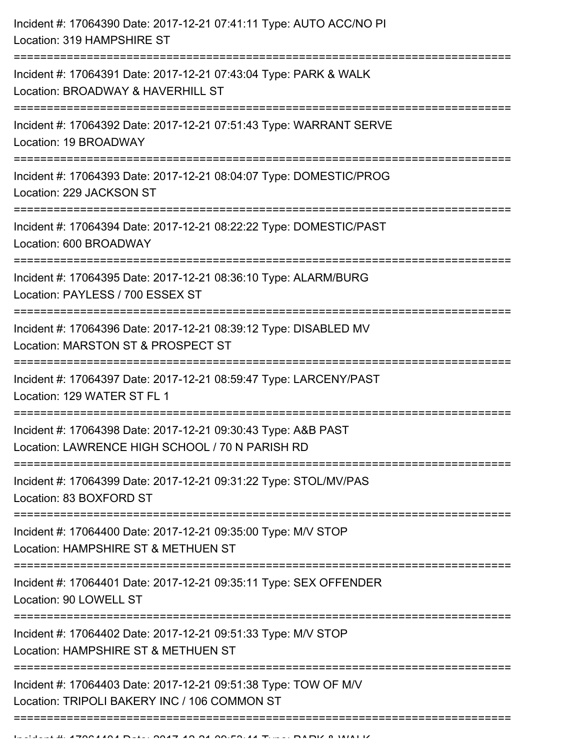Incident #: 17064390 Date: 2017-12-21 07:41:11 Type: AUTO ACC/NO PI
Location: 319 HAMPSHIRE ST

===========================================================================

Incident #: 17064391 Date: 2017-12-21 07:43:04 Type: PARK & WALK
Location: BROADWAY & HAVERHILL ST

===========================================================================

Incident #: 17064392 Date: 2017-12-21 07:51:43 Type: WARRANT SERVE
Location: 19 BROADWAY

===========================================================================

Incident #: 17064393 Date: 2017-12-21 08:04:07 Type: DOMESTIC/PROG
Location: 229 JACKSON ST

===========================================================================

Incident #: 17064394 Date: 2017-12-21 08:22:22 Type: DOMESTIC/PAST
Location: 600 BROADWAY

===========================================================================

Incident #: 17064395 Date: 2017-12-21 08:36:10 Type: ALARM/BURG
Location: PAYLESS / 700 ESSEX ST

===========================================================================

Incident #: 17064396 Date: 2017-12-21 08:39:12 Type: DISABLED MV
Location: MARSTON ST & PROSPECT ST

===========================================================================

Incident #: 17064397 Date: 2017-12-21 08:59:47 Type: LARCENY/PAST
Location: 129 WATER ST FL 1

===========================================================================

Incident #: 17064398 Date: 2017-12-21 09:30:43 Type: A&B PAST
Location: LAWRENCE HIGH SCHOOL / 70 N PARISH RD

===========================================================================

Incident #: 17064399 Date: 2017-12-21 09:31:22 Type: STOL/MV/PAS
Location: 83 BOXFORD ST

===========================================================================

Incident #: 17064400 Date: 2017-12-21 09:35:00 Type: M/V STOP
Location: HAMPSHIRE ST & METHUEN ST

===========================================================================

Incident #: 17064401 Date: 2017-12-21 09:35:11 Type: SEX OFFENDER
Location: 90 LOWELL ST

===========================================================================

Incident #: 17064402 Date: 2017-12-21 09:51:33 Type: M/V STOP
Location: HAMPSHIRE ST & METHUEN ST

===========================================================================

Incident #: 17064403 Date: 2017-12-21 09:51:38 Type: TOW OF M/V
Location: TRIPOLI BAKERY INC / 106 COMMON ST

===========================================================================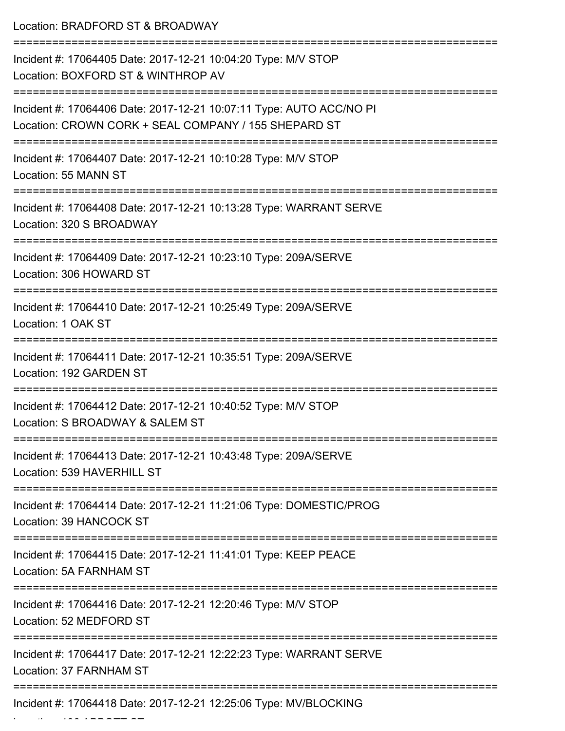Location: BRADFORD ST & BROADWAY

===========================================================================

Incident #: 17064405 Date: 2017-12-21 10:04:20 Type: M/V STOP
Location: BOXFORD ST & WINTHROP AV

===========================================================================

Incident #: 17064406 Date: 2017-12-21 10:07:11 Type: AUTO ACC/NO PI
Location: CROWN CORK + SEAL COMPANY / 155 SHEPARD ST

===========================================================================

Incident #: 17064407 Date: 2017-12-21 10:10:28 Type: M/V STOP
Location: 55 MANN ST

===========================================================================

Incident #: 17064408 Date: 2017-12-21 10:13:28 Type: WARRANT SERVE
Location: 320 S BROADWAY

===========================================================================

Incident #: 17064409 Date: 2017-12-21 10:23:10 Type: 209A/SERVE
Location: 306 HOWARD ST

===========================================================================

Incident #: 17064410 Date: 2017-12-21 10:25:49 Type: 209A/SERVE
Location: 1 OAK ST

===========================================================================

Incident #: 17064411 Date: 2017-12-21 10:35:51 Type: 209A/SERVE
Location: 192 GARDEN ST

===========================================================================

Incident #: 17064412 Date: 2017-12-21 10:40:52 Type: M/V STOP
Location: S BROADWAY & SALEM ST

===========================================================================

Incident #: 17064413 Date: 2017-12-21 10:43:48 Type: 209A/SERVE
Location: 539 HAVERHILL ST

===========================================================================

Incident #: 17064414 Date: 2017-12-21 11:21:06 Type: DOMESTIC/PROG
Location: 39 HANCOCK ST

===========================================================================

Incident #: 17064415 Date: 2017-12-21 11:41:01 Type: KEEP PEACE
Location: 5A FARNHAM ST

===========================================================================

Incident #: 17064416 Date: 2017-12-21 12:20:46 Type: M/V STOP
Location: 52 MEDFORD ST

===========================================================================

Incident #: 17064417 Date: 2017-12-21 12:22:23 Type: WARRANT SERVE
Location: 37 FARNHAM ST

===========================================================================

Incident #: 17064418 Date: 2017-12-21 12:25:06 Type: MV/BLOCKING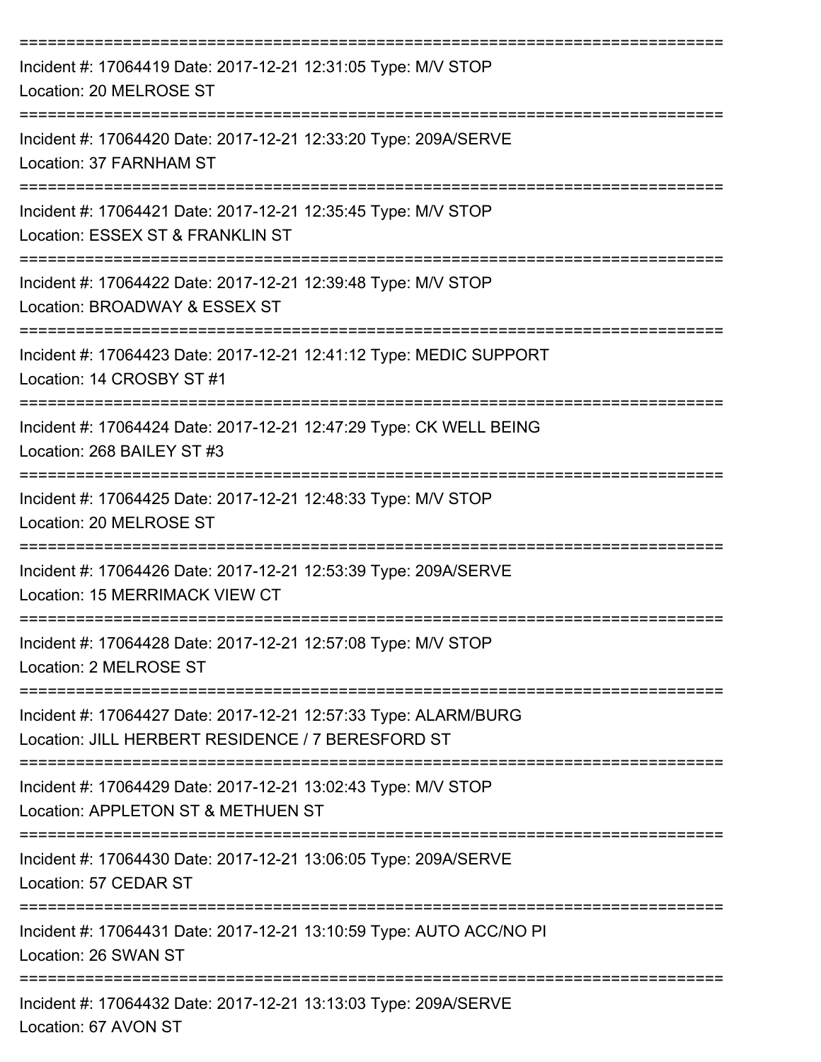===========================================================================

Incident #: 17064419 Date: 2017-12-21 12:31:05 Type: M/V STOP
Location: 20 MELROSE ST

===========================================================================

Incident #: 17064420 Date: 2017-12-21 12:33:20 Type: 209A/SERVE
Location: 37 FARNHAM ST

===========================================================================

Incident #: 17064421 Date: 2017-12-21 12:35:45 Type: M/V STOP
Location: ESSEX ST & FRANKLIN ST

===========================================================================

Incident #: 17064422 Date: 2017-12-21 12:39:48 Type: M/V STOP
Location: BROADWAY & ESSEX ST

===========================================================================

Incident #: 17064423 Date: 2017-12-21 12:41:12 Type: MEDIC SUPPORT
Location: 14 CROSBY ST #1

===========================================================================

Incident #: 17064424 Date: 2017-12-21 12:47:29 Type: CK WELL BEING
Location: 268 BAILEY ST #3

===========================================================================

Incident #: 17064425 Date: 2017-12-21 12:48:33 Type: M/V STOP
Location: 20 MELROSE ST

===========================================================================

Incident #: 17064426 Date: 2017-12-21 12:53:39 Type: 209A/SERVE
Location: 15 MERRIMACK VIEW CT

===========================================================================

Incident #: 17064428 Date: 2017-12-21 12:57:08 Type: M/V STOP
Location: 2 MELROSE ST

===========================================================================

Incident #: 17064427 Date: 2017-12-21 12:57:33 Type: ALARM/BURG
Location: JILL HERBERT RESIDENCE / 7 BERESFORD ST

===========================================================================

Incident #: 17064429 Date: 2017-12-21 13:02:43 Type: M/V STOP
Location: APPLETON ST & METHUEN ST

===========================================================================

Incident #: 17064430 Date: 2017-12-21 13:06:05 Type: 209A/SERVE
Location: 57 CEDAR ST

===========================================================================

Incident #: 17064431 Date: 2017-12-21 13:10:59 Type: AUTO ACC/NO PI
Location: 26 SWAN ST

===========================================================================

Incident #: 17064432 Date: 2017-12-21 13:13:03 Type: 209A/SERVE
Location: 67 AVON ST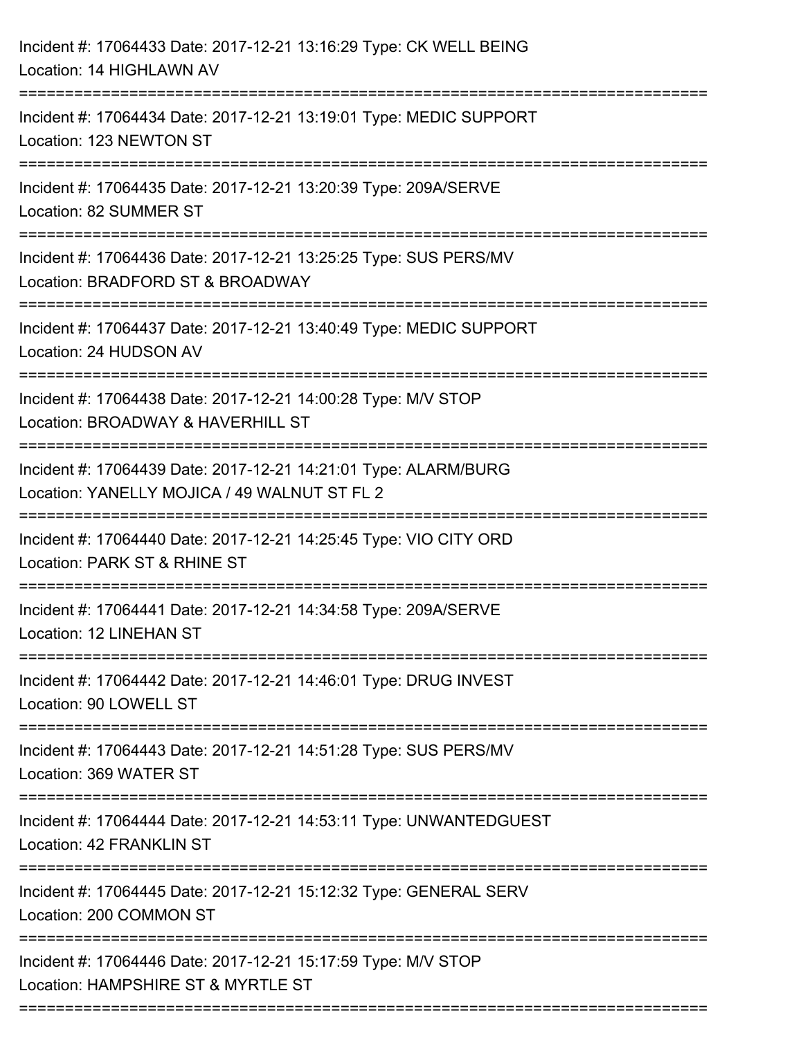Incident #: 17064433 Date: 2017-12-21 13:16:29 Type: CK WELL BEING
Location: 14 HIGHLAWN AV

===========================================================================

Incident #: 17064434 Date: 2017-12-21 13:19:01 Type: MEDIC SUPPORT
Location: 123 NEWTON ST

===========================================================================

Incident #: 17064435 Date: 2017-12-21 13:20:39 Type: 209A/SERVE
Location: 82 SUMMER ST

===========================================================================

Incident #: 17064436 Date: 2017-12-21 13:25:25 Type: SUS PERS/MV
Location: BRADFORD ST & BROADWAY

===========================================================================

Incident #: 17064437 Date: 2017-12-21 13:40:49 Type: MEDIC SUPPORT
Location: 24 HUDSON AV

===========================================================================

Incident #: 17064438 Date: 2017-12-21 14:00:28 Type: M/V STOP
Location: BROADWAY & HAVERHILL ST

===========================================================================

Incident #: 17064439 Date: 2017-12-21 14:21:01 Type: ALARM/BURG
Location: YANELLY MOJICA / 49 WALNUT ST FL 2

===========================================================================

Incident #: 17064440 Date: 2017-12-21 14:25:45 Type: VIO CITY ORD
Location: PARK ST & RHINE ST

===========================================================================

Incident #: 17064441 Date: 2017-12-21 14:34:58 Type: 209A/SERVE
Location: 12 LINEHAN ST

===========================================================================

Incident #: 17064442 Date: 2017-12-21 14:46:01 Type: DRUG INVEST
Location: 90 LOWELL ST

===========================================================================

Incident #: 17064443 Date: 2017-12-21 14:51:28 Type: SUS PERS/MV
Location: 369 WATER ST

===========================================================================

Incident #: 17064444 Date: 2017-12-21 14:53:11 Type: UNWANTEDGUEST
Location: 42 FRANKLIN ST

===========================================================================

Incident #: 17064445 Date: 2017-12-21 15:12:32 Type: GENERAL SERV
Location: 200 COMMON ST

===========================================================================

Incident #: 17064446 Date: 2017-12-21 15:17:59 Type: M/V STOP
Location: HAMPSHIRE ST & MYRTLE ST

===========================================================================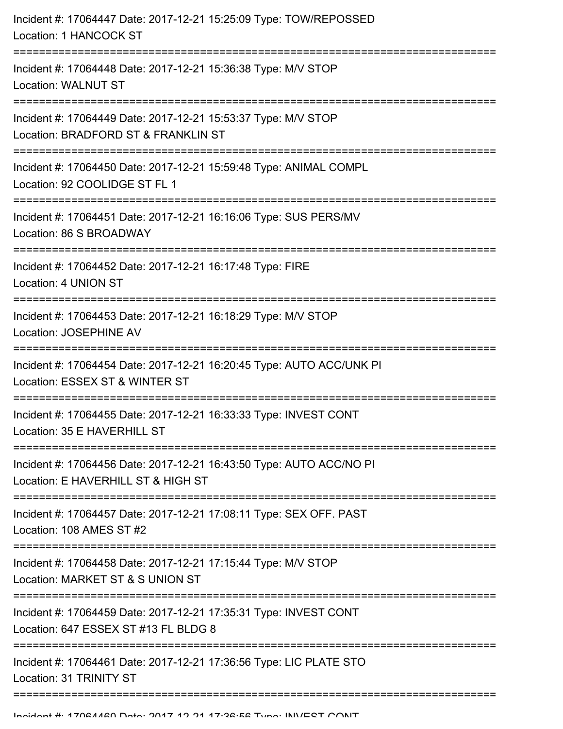Incident #: 17064447 Date: 2017-12-21 15:25:09 Type: TOW/REPOSSED
Location: 1 HANCOCK ST

===========================================================================

Incident #: 17064448 Date: 2017-12-21 15:36:38 Type: M/V STOP
Location: WALNUT ST

===========================================================================

Incident #: 17064449 Date: 2017-12-21 15:53:37 Type: M/V STOP
Location: BRADFORD ST & FRANKLIN ST

===========================================================================

Incident #: 17064450 Date: 2017-12-21 15:59:48 Type: ANIMAL COMPL
Location: 92 COOLIDGE ST FL 1

===========================================================================

Incident #: 17064451 Date: 2017-12-21 16:16:06 Type: SUS PERS/MV
Location: 86 S BROADWAY

===========================================================================

Incident #: 17064452 Date: 2017-12-21 16:17:48 Type: FIRE
Location: 4 UNION ST

===========================================================================

Incident #: 17064453 Date: 2017-12-21 16:18:29 Type: M/V STOP
Location: JOSEPHINE AV

===========================================================================

Incident #: 17064454 Date: 2017-12-21 16:20:45 Type: AUTO ACC/UNK PI
Location: ESSEX ST & WINTER ST

===========================================================================

Incident #: 17064455 Date: 2017-12-21 16:33:33 Type: INVEST CONT
Location: 35 E HAVERHILL ST

===========================================================================

Incident #: 17064456 Date: 2017-12-21 16:43:50 Type: AUTO ACC/NO PI
Location: E HAVERHILL ST & HIGH ST

===========================================================================

Incident #: 17064457 Date: 2017-12-21 17:08:11 Type: SEX OFF. PAST
Location: 108 AMES ST #2

===========================================================================

Incident #: 17064458 Date: 2017-12-21 17:15:44 Type: M/V STOP
Location: MARKET ST & S UNION ST

===========================================================================

Incident #: 17064459 Date: 2017-12-21 17:35:31 Type: INVEST CONT
Location: 647 ESSEX ST #13 FL BLDG 8

===========================================================================

Incident #: 17064461 Date: 2017-12-21 17:36:56 Type: LIC PLATE STO
Location: 31 TRINITY ST

===========================================================================

Incident #: 17064460 Date: 2017-12-21 17:36:56 Type: INVEST CONT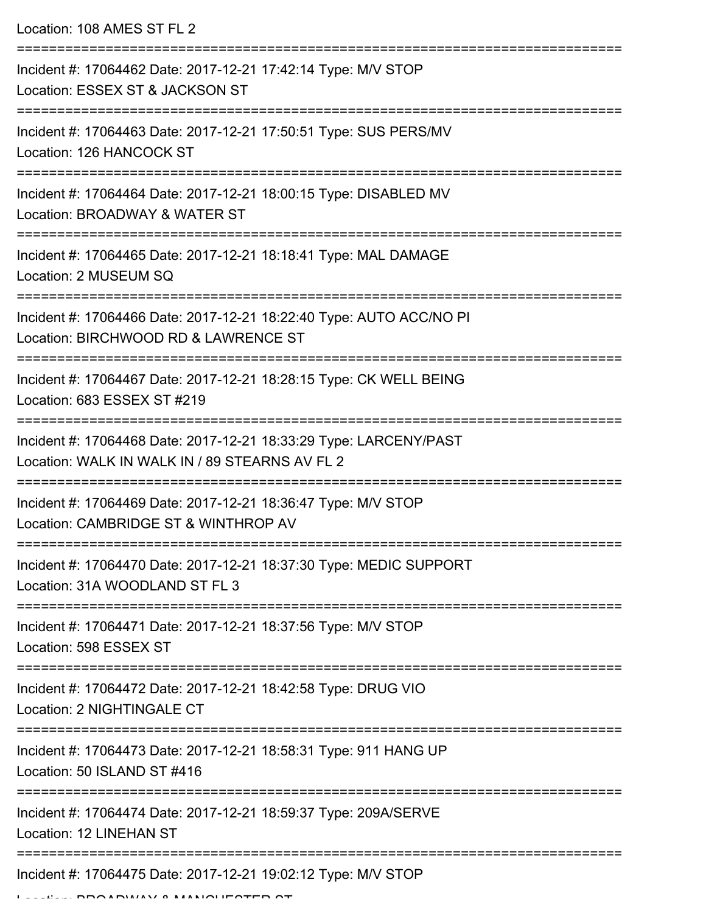Location: 108 AMES ST FL 2

===========================================================================

Incident #: 17064462 Date: 2017-12-21 17:42:14 Type: M/V STOP
Location: ESSEX ST & JACKSON ST

===========================================================================

Incident #: 17064463 Date: 2017-12-21 17:50:51 Type: SUS PERS/MV
Location: 126 HANCOCK ST

===========================================================================

Incident #: 17064464 Date: 2017-12-21 18:00:15 Type: DISABLED MV
Location: BROADWAY & WATER ST

===========================================================================

Incident #: 17064465 Date: 2017-12-21 18:18:41 Type: MAL DAMAGE
Location: 2 MUSEUM SQ

===========================================================================

Incident #: 17064466 Date: 2017-12-21 18:22:40 Type: AUTO ACC/NO PI
Location: BIRCHWOOD RD & LAWRENCE ST

===========================================================================

Incident #: 17064467 Date: 2017-12-21 18:28:15 Type: CK WELL BEING
Location: 683 ESSEX ST #219

===========================================================================

Incident #: 17064468 Date: 2017-12-21 18:33:29 Type: LARCENY/PAST
Location: WALK IN WALK IN / 89 STEARNS AV FL 2

===========================================================================

Incident #: 17064469 Date: 2017-12-21 18:36:47 Type: M/V STOP
Location: CAMBRIDGE ST & WINTHROP AV

===========================================================================

Incident #: 17064470 Date: 2017-12-21 18:37:30 Type: MEDIC SUPPORT
Location: 31A WOODLAND ST FL 3

===========================================================================

Incident #: 17064471 Date: 2017-12-21 18:37:56 Type: M/V STOP
Location: 598 ESSEX ST

===========================================================================

Incident #: 17064472 Date: 2017-12-21 18:42:58 Type: DRUG VIO
Location: 2 NIGHTINGALE CT

===========================================================================

Incident #: 17064473 Date: 2017-12-21 18:58:31 Type: 911 HANG UP
Location: 50 ISLAND ST #416

===========================================================================

Incident #: 17064474 Date: 2017-12-21 18:59:37 Type: 209A/SERVE
Location: 12 LINEHAN ST

===========================================================================

Incident #: 17064475 Date: 2017-12-21 19:02:12 Type: M/V STOP
Location: BROADWAY & MANCHESTER ST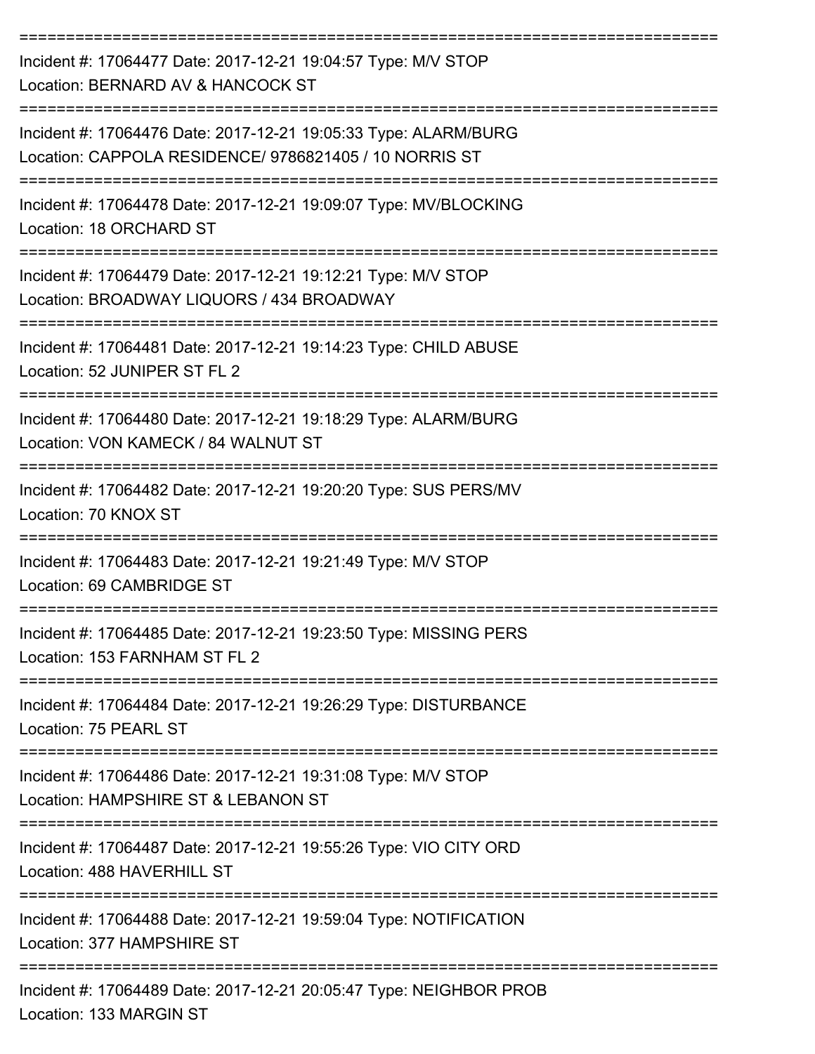Incident #: 17064477 Date: 2017-12-21 19:04:57 Type: M/V STOP
Location: BERNARD AV & HANCOCK ST

Incident #: 17064476 Date: 2017-12-21 19:05:33 Type: ALARM/BURG
Location: CAPPOLA RESIDENCE/ 9786821405 / 10 NORRIS ST

Incident #: 17064478 Date: 2017-12-21 19:09:07 Type: MV/BLOCKING
Location: 18 ORCHARD ST

Incident #: 17064479 Date: 2017-12-21 19:12:21 Type: M/V STOP
Location: BROADWAY LIQUORS / 434 BROADWAY

Incident #: 17064481 Date: 2017-12-21 19:14:23 Type: CHILD ABUSE
Location: 52 JUNIPER ST FL 2

Incident #: 17064480 Date: 2017-12-21 19:18:29 Type: ALARM/BURG
Location: VON KAMECK / 84 WALNUT ST

Incident #: 17064482 Date: 2017-12-21 19:20:20 Type: SUS PERS/MV
Location: 70 KNOX ST

Incident #: 17064483 Date: 2017-12-21 19:21:49 Type: M/V STOP
Location: 69 CAMBRIDGE ST

Incident #: 17064485 Date: 2017-12-21 19:23:50 Type: MISSING PERS
Location: 153 FARNHAM ST FL 2

Incident #: 17064484 Date: 2017-12-21 19:26:29 Type: DISTURBANCE
Location: 75 PEARL ST

Incident #: 17064486 Date: 2017-12-21 19:31:08 Type: M/V STOP
Location: HAMPSHIRE ST & LEBANON ST

Incident #: 17064487 Date: 2017-12-21 19:55:26 Type: VIO CITY ORD
Location: 488 HAVERHILL ST

Incident #: 17064488 Date: 2017-12-21 19:59:04 Type: NOTIFICATION
Location: 377 HAMPSHIRE ST

Incident #: 17064489 Date: 2017-12-21 20:05:47 Type: NEIGHBOR PROB
Location: 133 MARGIN ST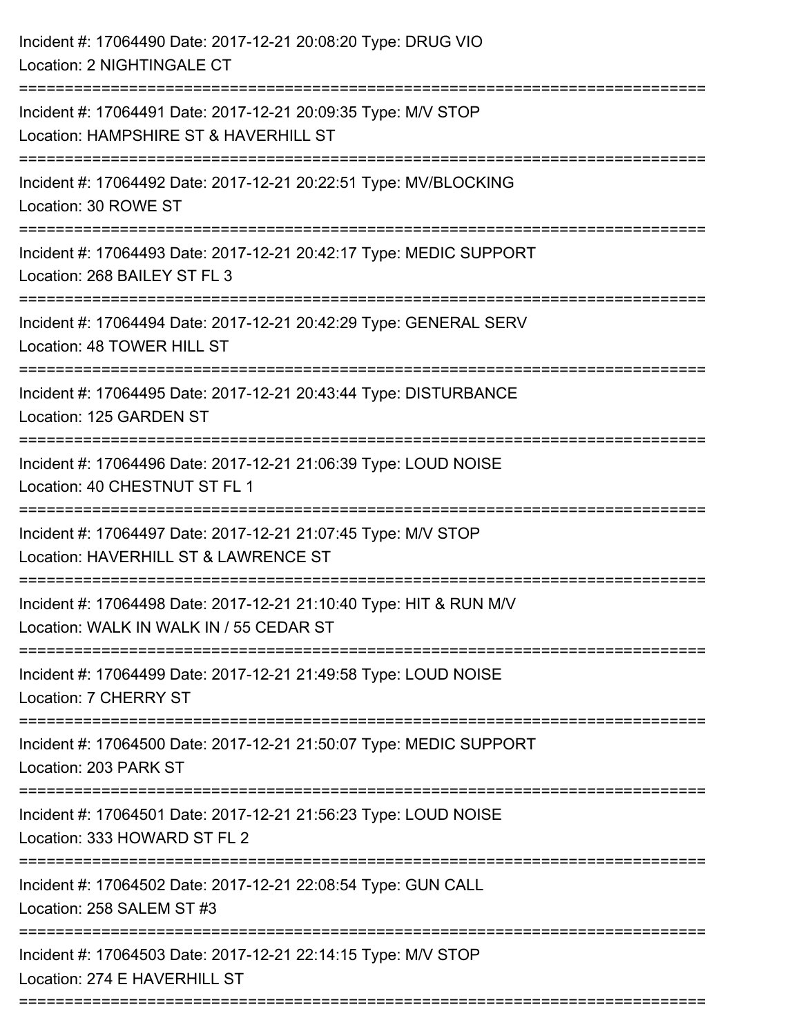Incident #: 17064490 Date: 2017-12-21 20:08:20 Type: DRUG VIO
Location: 2 NIGHTINGALE CT

===========================================================================

Incident #: 17064491 Date: 2017-12-21 20:09:35 Type: M/V STOP
Location: HAMPSHIRE ST & HAVERHILL ST

===========================================================================

Incident #: 17064492 Date: 2017-12-21 20:22:51 Type: MV/BLOCKING
Location: 30 ROWE ST

===========================================================================

Incident #: 17064493 Date: 2017-12-21 20:42:17 Type: MEDIC SUPPORT
Location: 268 BAILEY ST FL 3

===========================================================================

Incident #: 17064494 Date: 2017-12-21 20:42:29 Type: GENERAL SERV
Location: 48 TOWER HILL ST

===========================================================================

Incident #: 17064495 Date: 2017-12-21 20:43:44 Type: DISTURBANCE
Location: 125 GARDEN ST

===========================================================================

Incident #: 17064496 Date: 2017-12-21 21:06:39 Type: LOUD NOISE
Location: 40 CHESTNUT ST FL 1

===========================================================================

Incident #: 17064497 Date: 2017-12-21 21:07:45 Type: M/V STOP
Location: HAVERHILL ST & LAWRENCE ST

===========================================================================

Incident #: 17064498 Date: 2017-12-21 21:10:40 Type: HIT & RUN M/V
Location: WALK IN WALK IN / 55 CEDAR ST

===========================================================================

Incident #: 17064499 Date: 2017-12-21 21:49:58 Type: LOUD NOISE
Location: 7 CHERRY ST

===========================================================================

Incident #: 17064500 Date: 2017-12-21 21:50:07 Type: MEDIC SUPPORT
Location: 203 PARK ST

===========================================================================

Incident #: 17064501 Date: 2017-12-21 21:56:23 Type: LOUD NOISE
Location: 333 HOWARD ST FL 2

===========================================================================

Incident #: 17064502 Date: 2017-12-21 22:08:54 Type: GUN CALL
Location: 258 SALEM ST #3

===========================================================================

Incident #: 17064503 Date: 2017-12-21 22:14:15 Type: M/V STOP
Location: 274 E HAVERHILL ST

===========================================================================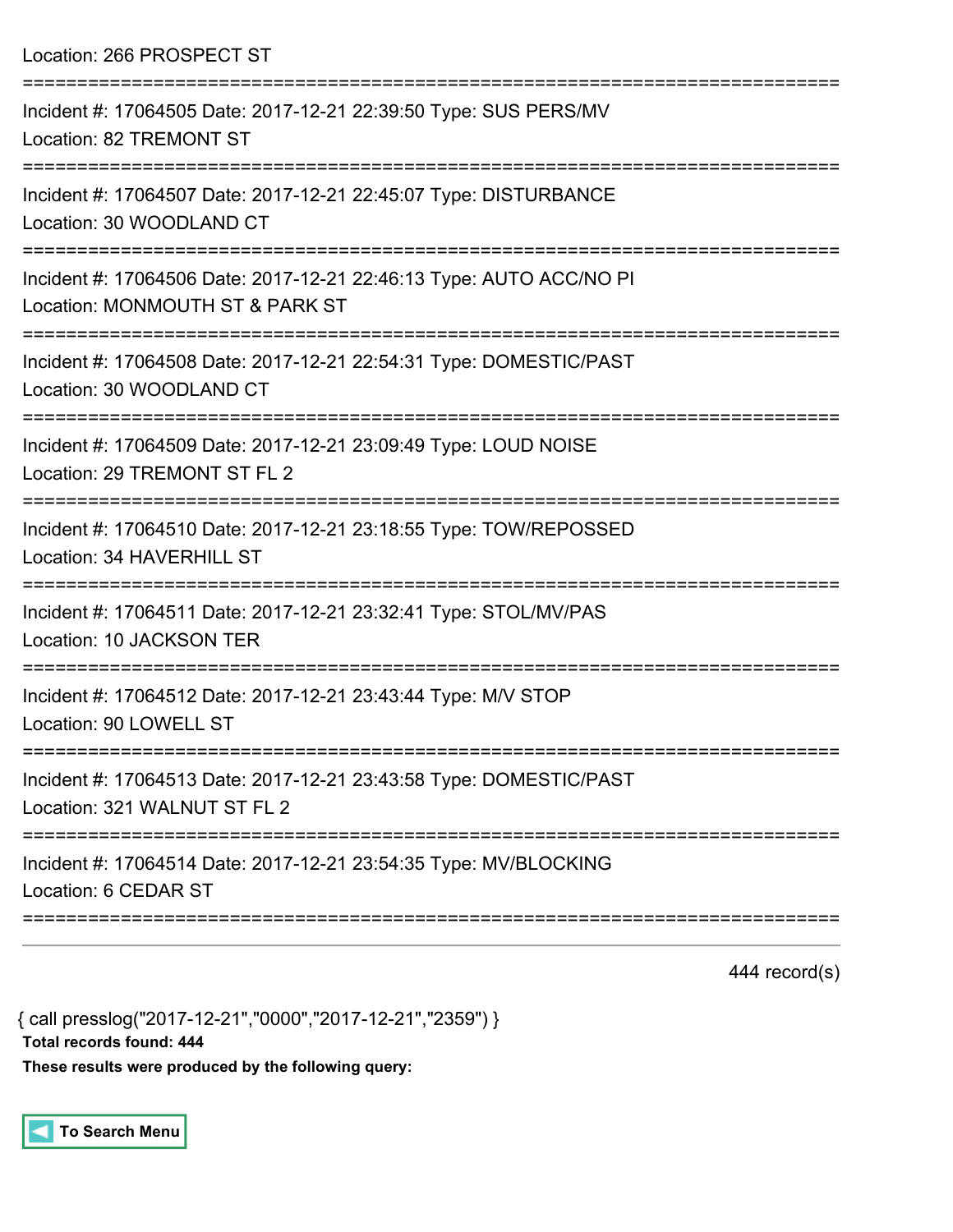Location: 266 PROSPECT ST

===========================================================================

Incident #: 17064505 Date: 2017-12-21 22:39:50 Type: SUS PERS/MV

Location: 82 TREMONT ST

===========================================================================

Incident #: 17064507 Date: 2017-12-21 22:45:07 Type: DISTURBANCE

Location: 30 WOODLAND CT

===========================================================================

Incident #: 17064506 Date: 2017-12-21 22:46:13 Type: AUTO ACC/NO PI

Location: MONMOUTH ST & PARK ST

===========================================================================

Incident #: 17064508 Date: 2017-12-21 22:54:31 Type: DOMESTIC/PAST

Location: 30 WOODLAND CT

===========================================================================

Incident #: 17064509 Date: 2017-12-21 23:09:49 Type: LOUD NOISE

Location: 29 TREMONT ST FL 2

===========================================================================

Incident #: 17064510 Date: 2017-12-21 23:18:55 Type: TOW/REPOSSED

Location: 34 HAVERHILL ST

===========================================================================

Incident #: 17064511 Date: 2017-12-21 23:32:41 Type: STOL/MV/PAS

Location: 10 JACKSON TER

===========================================================================

Incident #: 17064512 Date: 2017-12-21 23:43:44 Type: M/V STOP

Location: 90 LOWELL ST

===========================================================================

Incident #: 17064513 Date: 2017-12-21 23:43:58 Type: DOMESTIC/PAST

Location: 321 WALNUT ST FL 2

===========================================================================

Incident #: 17064514 Date: 2017-12-21 23:54:35 Type: MV/BLOCKING

Location: 6 CEDAR ST

===========================================================================

444 record(s)

{ call presslog("2017-12-21","0000","2017-12-21","2359") }

**Total records found: 444**

**These results were produced by the following query:**

To Search Menu